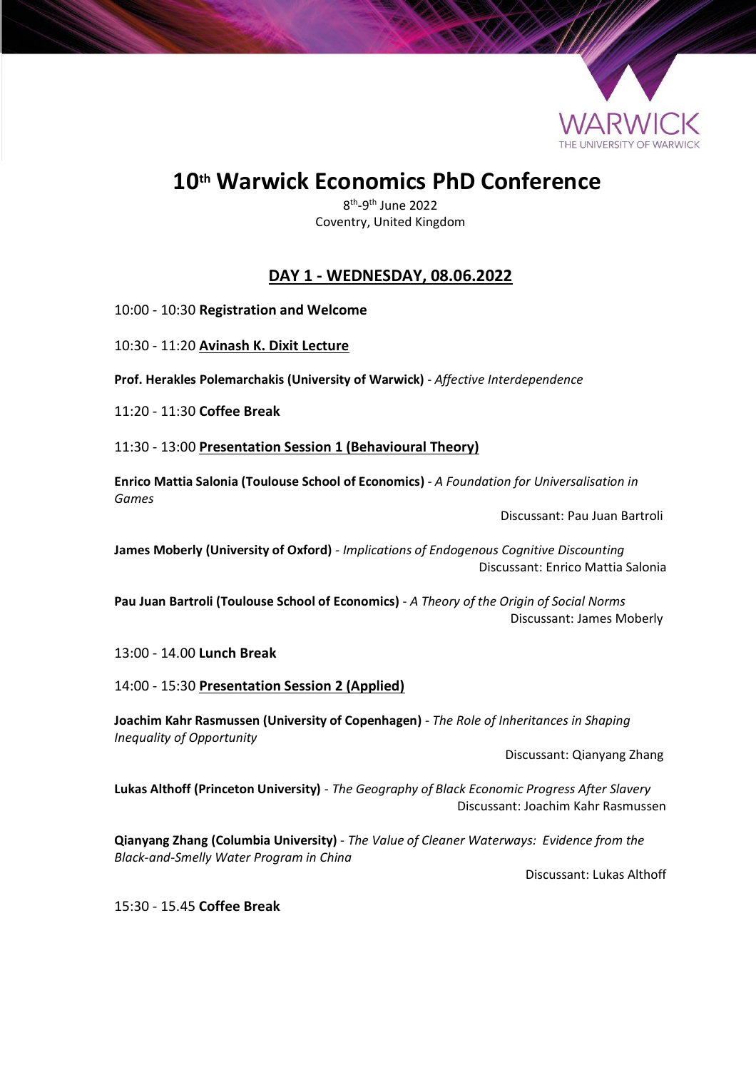# 10th Warwick Economics PhD Conference

8th-9th June 2022
Coventry, United Kingdom

## DAY 1 - WEDNESDAY, 08.06.2022

10:00 - 10:30 **Registration and Welcome**

10:30 - 11:20 **Avinash K. Dixit Lecture**

**Prof. Herakles Polemarchakis (University of Warwick)** - *Affective Interdependence*

11:20 - 11:30 **Coffee Break**

11:30 - 13:00 **Presentation Session 1 (Behavioural Theory)**

**Enrico Mattia Salonia (Toulouse School of Economics)** - *A Foundation for Universalisation in Games*

Discussant: Pau Juan Bartroli

**James Moberly (University of Oxford)** - *Implications of Endogenous Cognitive Discounting*

Discussant: Enrico Mattia Salonia

**Pau Juan Bartroli (Toulouse School of Economics)** - *A Theory of the Origin of Social Norms*

Discussant: James Moberly

13:00 - 14.00 **Lunch Break**

14:00 - 15:30 **Presentation Session 2 (Applied)**

**Joachim Kahr Rasmussen (University of Copenhagen)** - *The Role of Inheritances in Shaping Inequality of Opportunity*

Discussant: Qianyang Zhang

**Lukas Althoff (Princeton University)** - *The Geography of Black Economic Progress After Slavery*

Discussant: Joachim Kahr Rasmussen

**Qianyang Zhang (Columbia University)** - *The Value of Cleaner Waterways: Evidence from the Black-and-Smelly Water Program in China*

Discussant: Lukas Althoff

15:30 - 15.45 **Coffee Break**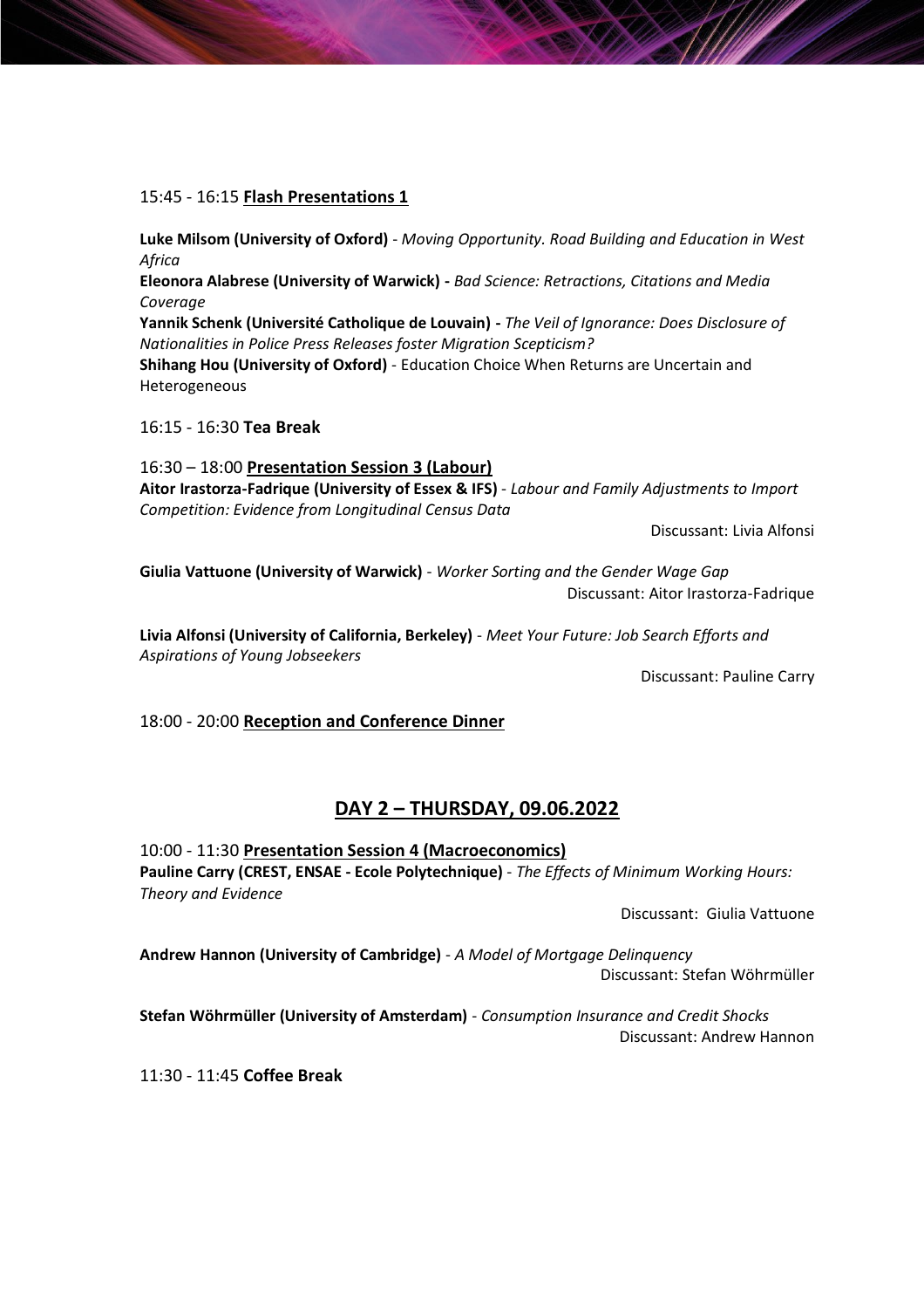15:45 - 16:15 **Flash Presentations 1**

**Luke Milsom (University of Oxford)** - *Moving Opportunity. Road Building and Education in West Africa*
**Eleonora Alabrese (University of Warwick) -** *Bad Science: Retractions, Citations and Media Coverage*
**Yannik Schenk (Université Catholique de Louvain) -** *The Veil of Ignorance: Does Disclosure of Nationalities in Police Press Releases foster Migration Scepticism?*
**Shihang Hou (University of Oxford)** - Education Choice When Returns are Uncertain and Heterogeneous

16:15 - 16:30 **Tea Break**

16:30 – 18:00 **Presentation Session 3 (Labour)**
**Aitor Irastorza-Fadrique (University of Essex & IFS)** - *Labour and Family Adjustments to Import Competition: Evidence from Longitudinal Census Data*
Discussant: Livia Alfonsi

**Giulia Vattuone (University of Warwick)** - *Worker Sorting and the Gender Wage Gap*
Discussant: Aitor Irastorza-Fadrique

**Livia Alfonsi (University of California, Berkeley)** - *Meet Your Future: Job Search Efforts and Aspirations of Young Jobseekers*
Discussant: Pauline Carry

18:00 - 20:00 **Reception and Conference Dinner**

## DAY 2 – THURSDAY, 09.06.2022

10:00 - 11:30 **Presentation Session 4 (Macroeconomics)**
**Pauline Carry (CREST, ENSAE - Ecole Polytechnique)** - *The Effects of Minimum Working Hours: Theory and Evidence*
Discussant: Giulia Vattuone

**Andrew Hannon (University of Cambridge)** - *A Model of Mortgage Delinquency*
Discussant: Stefan Wöhrmüller

**Stefan Wöhrmüller (University of Amsterdam)** - *Consumption Insurance and Credit Shocks*
Discussant: Andrew Hannon

11:30 - 11:45 **Coffee Break**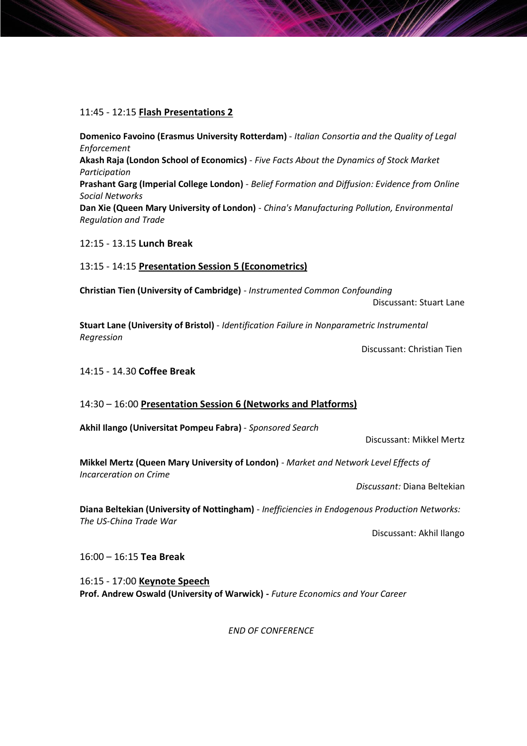11:45 - 12:15 **<u>Flash Presentations 2</u>**

**Domenico Favoino (Erasmus University Rotterdam)** - *Italian Consortia and the Quality of Legal Enforcement*
**Akash Raja (London School of Economics)** - *Five Facts About the Dynamics of Stock Market Participation*
**Prashant Garg (Imperial College London)** - *Belief Formation and Diffusion: Evidence from Online Social Networks*
**Dan Xie (Queen Mary University of London)** - *China's Manufacturing Pollution, Environmental Regulation and Trade*

12:15 - 13.15 **Lunch Break**

13:15 - 14:15 **<u>Presentation Session 5 (Econometrics)</u>**

**Christian Tien (University of Cambridge)** - *Instrumented Common Confounding*

Discussant: Stuart Lane

**Stuart Lane (University of Bristol)** - *Identification Failure in Nonparametric Instrumental Regression*

Discussant: Christian Tien

14:15 - 14.30 **Coffee Break**

14:30 – 16:00 **<u>Presentation Session 6 (Networks and Platforms)</u>**

**Akhil Ilango (Universitat Pompeu Fabra)** - *Sponsored Search*

Discussant: Mikkel Mertz

**Mikkel Mertz (Queen Mary University of London)** - *Market and Network Level Effects of Incarceration on Crime*

*Discussant:* Diana Beltekian

**Diana Beltekian (University of Nottingham)** - *Inefficiencies in Endogenous Production Networks: The US-China Trade War*

Discussant: Akhil Ilango

16:00 – 16:15 **Tea Break**

16:15 - 17:00 **<u>Keynote Speech</u>**
**Prof. Andrew Oswald (University of Warwick) -** *Future Economics and Your Career*

*END OF CONFERENCE*